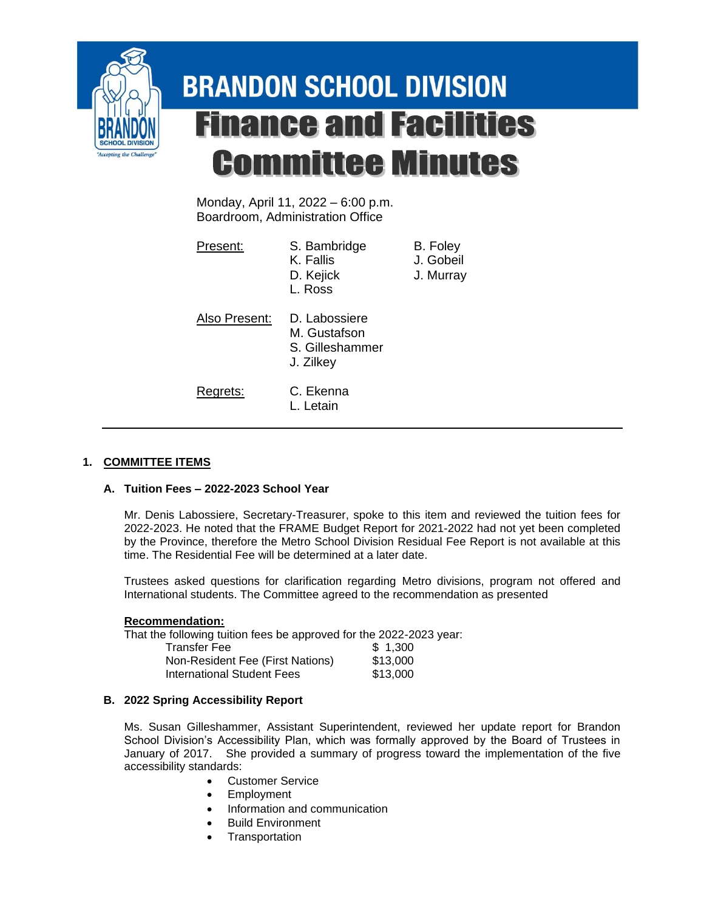# BRANDON SCHOOL DIVISION

# Finance and Facilities Committee Minutes

Monday, April 11, 2022 – 6:00 p.m.
Boardroom, Administration Office

| Present: | S. Bambridge | B. Foley |
|---|---|---|
| | K. Fallis | J. Gobeil |
| | D. Kejick | J. Murray |
| | L. Ross | |

Also Present: D. Labossiere
M. Gustafson
S. Gilleshammer
J. Zilkey

Regrets: C. Ekenna
L. Letain

---

## 1. COMMITTEE ITEMS

### A. Tuition Fees – 2022-2023 School Year

Mr. Denis Labossiere, Secretary-Treasurer, spoke to this item and reviewed the tuition fees for 2022-2023. He noted that the FRAME Budget Report for 2021-2022 had not yet been completed by the Province, therefore the Metro School Division Residual Fee Report is not available at this time. The Residential Fee will be determined at a later date.

Trustees asked questions for clarification regarding Metro divisions, program not offered and International students. The Committee agreed to the recommendation as presented

**Recommendation:**

That the following tuition fees be approved for the 2022-2023 year:

| | |
|---|---|
| Transfer Fee | $ 1,300 |
| Non-Resident Fee (First Nations) | $13,000 |
| International Student Fees | $13,000 |

### B. 2022 Spring Accessibility Report

Ms. Susan Gilleshammer, Assistant Superintendent, reviewed her update report for Brandon School Division's Accessibility Plan, which was formally approved by the Board of Trustees in January of 2017. She provided a summary of progress toward the implementation of the five accessibility standards:

- Customer Service
- Employment
- Information and communication
- Build Environment
- Transportation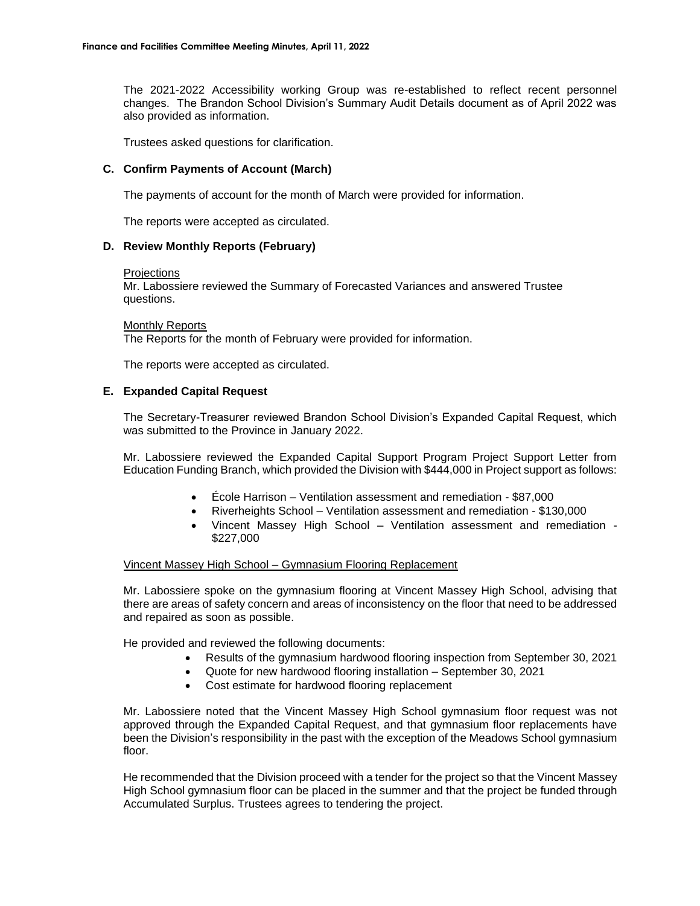The 2021-2022 Accessibility working Group was re-established to reflect recent personnel changes. The Brandon School Division's Summary Audit Details document as of April 2022 was also provided as information.

Trustees asked questions for clarification.

### C. Confirm Payments of Account (March)

The payments of account for the month of March were provided for information.

The reports were accepted as circulated.

### D. Review Monthly Reports (February)

Projections
Mr. Labossiere reviewed the Summary of Forecasted Variances and answered Trustee questions.

Monthly Reports
The Reports for the month of February were provided for information.

The reports were accepted as circulated.

### E. Expanded Capital Request

The Secretary-Treasurer reviewed Brandon School Division's Expanded Capital Request, which was submitted to the Province in January 2022.

Mr. Labossiere reviewed the Expanded Capital Support Program Project Support Letter from Education Funding Branch, which provided the Division with $444,000 in Project support as follows:

- École Harrison – Ventilation assessment and remediation - $87,000
- Riverheights School – Ventilation assessment and remediation - $130,000
- Vincent Massey High School – Ventilation assessment and remediation - $227,000

Vincent Massey High School – Gymnasium Flooring Replacement

Mr. Labossiere spoke on the gymnasium flooring at Vincent Massey High School, advising that there are areas of safety concern and areas of inconsistency on the floor that need to be addressed and repaired as soon as possible.

He provided and reviewed the following documents:

- Results of the gymnasium hardwood flooring inspection from September 30, 2021
- Quote for new hardwood flooring installation – September 30, 2021
- Cost estimate for hardwood flooring replacement

Mr. Labossiere noted that the Vincent Massey High School gymnasium floor request was not approved through the Expanded Capital Request, and that gymnasium floor replacements have been the Division's responsibility in the past with the exception of the Meadows School gymnasium floor.

He recommended that the Division proceed with a tender for the project so that the Vincent Massey High School gymnasium floor can be placed in the summer and that the project be funded through Accumulated Surplus. Trustees agrees to tendering the project.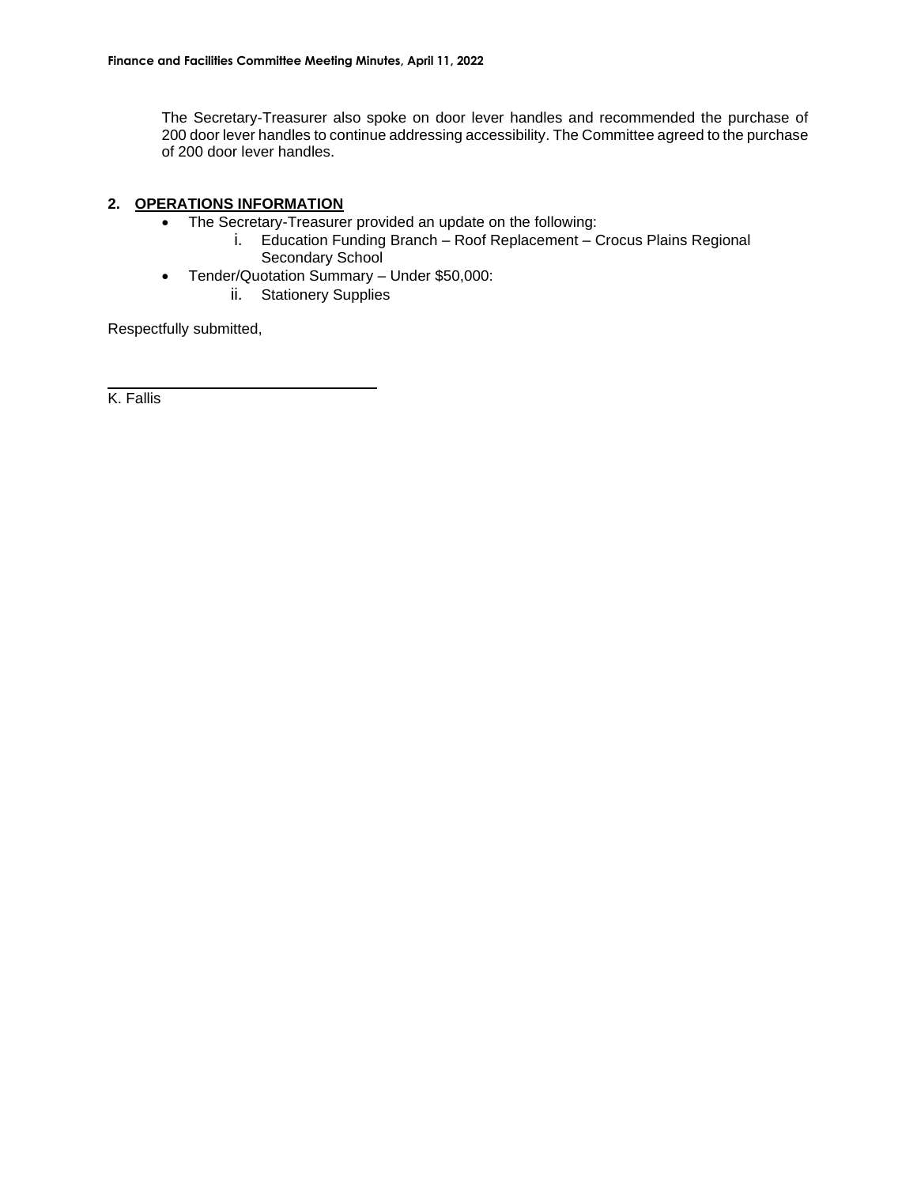The Secretary-Treasurer also spoke on door lever handles and recommended the purchase of 200 door lever handles to continue addressing accessibility. The Committee agreed to the purchase of 200 door lever handles.

## 2. OPERATIONS INFORMATION

- The Secretary-Treasurer provided an update on the following:
  - i. Education Funding Branch – Roof Replacement – Crocus Plains Regional Secondary School
- Tender/Quotation Summary – Under $50,000:
  - ii. Stationery Supplies

Respectfully submitted,

\_\_\_\_\_\_\_\_\_\_\_\_\_\_\_\_\_\_\_\_\_\_\_\_\_\_\_\_\_\_

K. Fallis